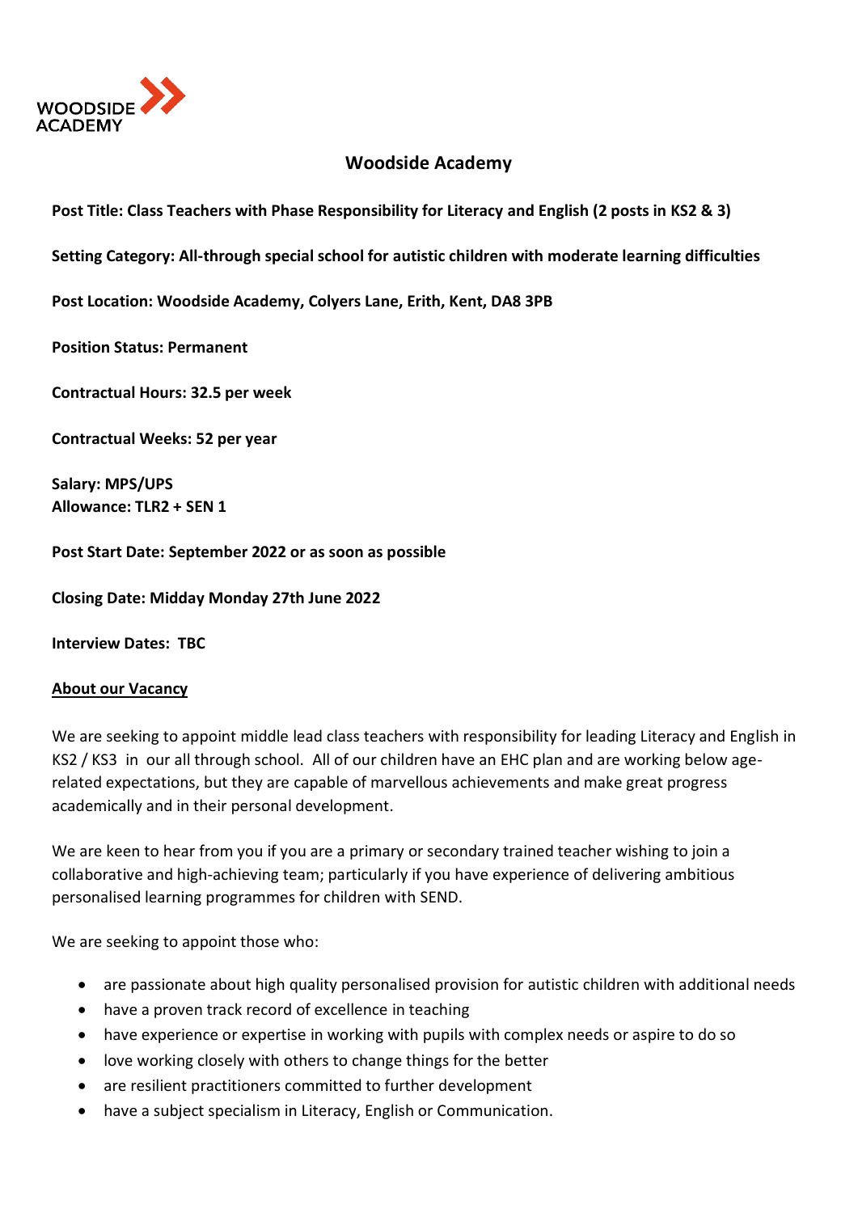WOODSIDE ACADEMY

# Woodside Academy

**Post Title: Class Teachers with Phase Responsibility for Literacy and English (2 posts in KS2 & 3)**

**Setting Category: All-through special school for autistic children with moderate learning difficulties**

**Post Location: Woodside Academy, Colyers Lane, Erith, Kent, DA8 3PB**

**Position Status: Permanent**

**Contractual Hours: 32.5 per week**

**Contractual Weeks: 52 per year**

**Salary: MPS/UPS**
**Allowance: TLR2 + SEN 1**

**Post Start Date: September 2022 or as soon as possible**

**Closing Date: Midday Monday 27th June 2022**

**Interview Dates: TBC**

## About our Vacancy

We are seeking to appoint middle lead class teachers with responsibility for leading Literacy and English in KS2 / KS3 in our all through school. All of our children have an EHC plan and are working below age-related expectations, but they are capable of marvellous achievements and make great progress academically and in their personal development.

We are keen to hear from you if you are a primary or secondary trained teacher wishing to join a collaborative and high-achieving team; particularly if you have experience of delivering ambitious personalised learning programmes for children with SEND.

We are seeking to appoint those who:

- are passionate about high quality personalised provision for autistic children with additional needs
- have a proven track record of excellence in teaching
- have experience or expertise in working with pupils with complex needs or aspire to do so
- love working closely with others to change things for the better
- are resilient practitioners committed to further development
- have a subject specialism in Literacy, English or Communication.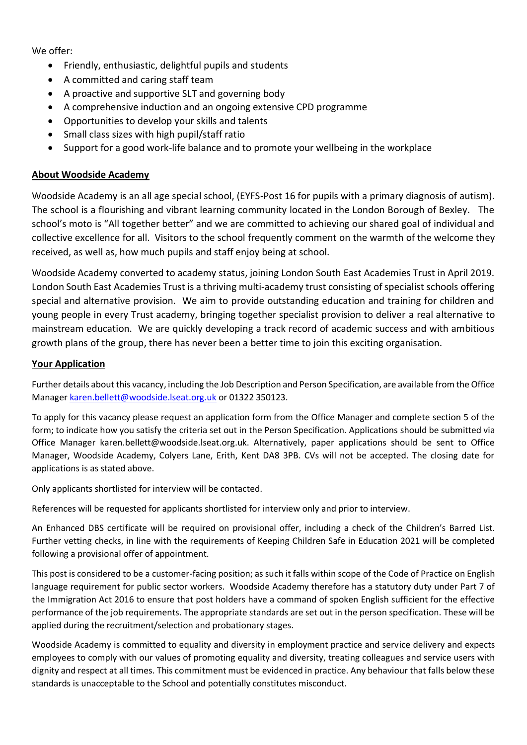We offer:

- Friendly, enthusiastic, delightful pupils and students
- A committed and caring staff team
- A proactive and supportive SLT and governing body
- A comprehensive induction and an ongoing extensive CPD programme
- Opportunities to develop your skills and talents
- Small class sizes with high pupil/staff ratio
- Support for a good work-life balance and to promote your wellbeing in the workplace

## About Woodside Academy

Woodside Academy is an all age special school, (EYFS-Post 16 for pupils with a primary diagnosis of autism). The school is a flourishing and vibrant learning community located in the London Borough of Bexley. The school's moto is "All together better" and we are committed to achieving our shared goal of individual and collective excellence for all. Visitors to the school frequently comment on the warmth of the welcome they received, as well as, how much pupils and staff enjoy being at school.

Woodside Academy converted to academy status, joining London South East Academies Trust in April 2019. London South East Academies Trust is a thriving multi-academy trust consisting of specialist schools offering special and alternative provision. We aim to provide outstanding education and training for children and young people in every Trust academy, bringing together specialist provision to deliver a real alternative to mainstream education. We are quickly developing a track record of academic success and with ambitious growth plans of the group, there has never been a better time to join this exciting organisation.

## Your Application

Further details about this vacancy, including the Job Description and Person Specification, are available from the Office Manager karen.bellett@woodside.lseat.org.uk or 01322 350123.

To apply for this vacancy please request an application form from the Office Manager and complete section 5 of the form; to indicate how you satisfy the criteria set out in the Person Specification. Applications should be submitted via Office Manager karen.bellett@woodside.lseat.org.uk. Alternatively, paper applications should be sent to Office Manager, Woodside Academy, Colyers Lane, Erith, Kent DA8 3PB. CVs will not be accepted. The closing date for applications is as stated above.

Only applicants shortlisted for interview will be contacted.

References will be requested for applicants shortlisted for interview only and prior to interview.

An Enhanced DBS certificate will be required on provisional offer, including a check of the Children's Barred List. Further vetting checks, in line with the requirements of Keeping Children Safe in Education 2021 will be completed following a provisional offer of appointment.

This post is considered to be a customer-facing position; as such it falls within scope of the Code of Practice on English language requirement for public sector workers. Woodside Academy therefore has a statutory duty under Part 7 of the Immigration Act 2016 to ensure that post holders have a command of spoken English sufficient for the effective performance of the job requirements. The appropriate standards are set out in the person specification. These will be applied during the recruitment/selection and probationary stages.

Woodside Academy is committed to equality and diversity in employment practice and service delivery and expects employees to comply with our values of promoting equality and diversity, treating colleagues and service users with dignity and respect at all times. This commitment must be evidenced in practice. Any behaviour that falls below these standards is unacceptable to the School and potentially constitutes misconduct.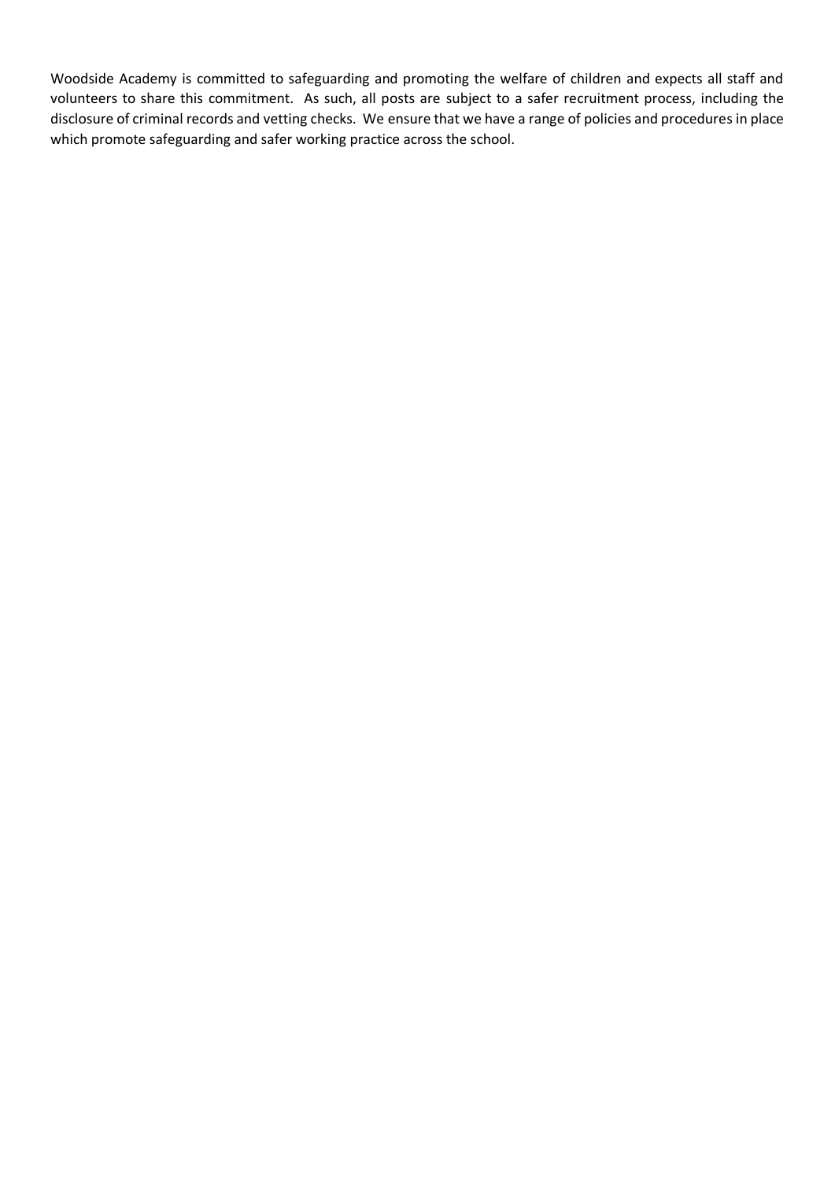Woodside Academy is committed to safeguarding and promoting the welfare of children and expects all staff and volunteers to share this commitment. As such, all posts are subject to a safer recruitment process, including the disclosure of criminal records and vetting checks. We ensure that we have a range of policies and procedures in place which promote safeguarding and safer working practice across the school.